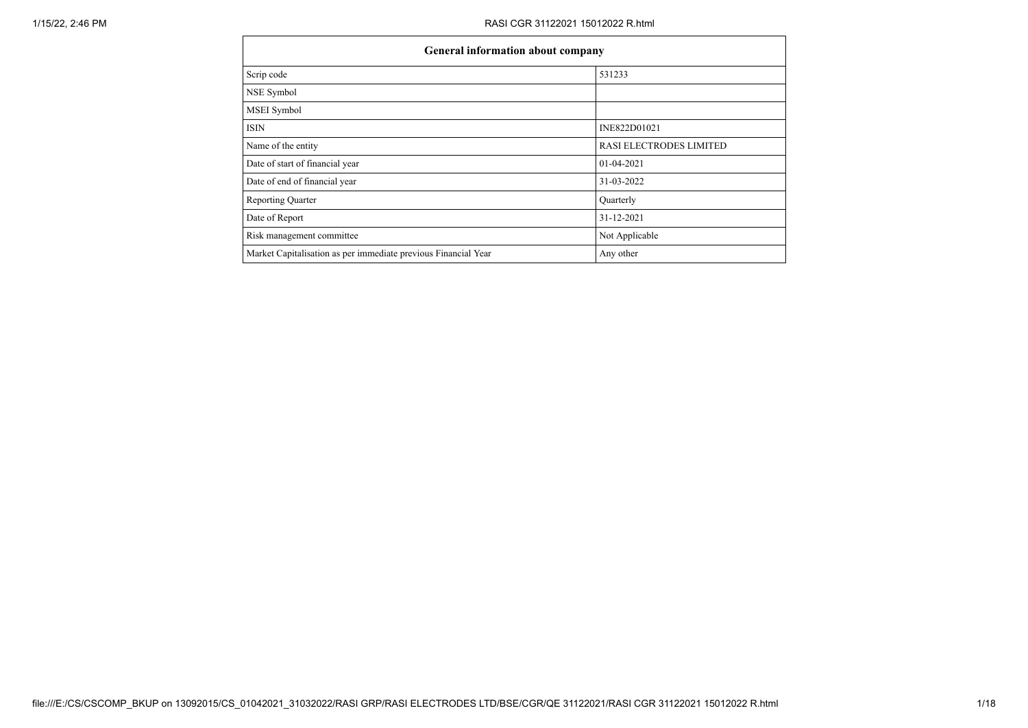| General information about company | |
|---|---|
| Scrip code | 531233 |
| NSE Symbol | |
| MSEI Symbol | |
| ISIN | INE822D01021 |
| Name of the entity | RASI ELECTRODES LIMITED |
| Date of start of financial year | 01-04-2021 |
| Date of end of financial year | 31-03-2022 |
| Reporting Quarter | Quarterly |
| Date of Report | 31-12-2021 |
| Risk management committee | Not Applicable |
| Market Capitalisation as per immediate previous Financial Year | Any other |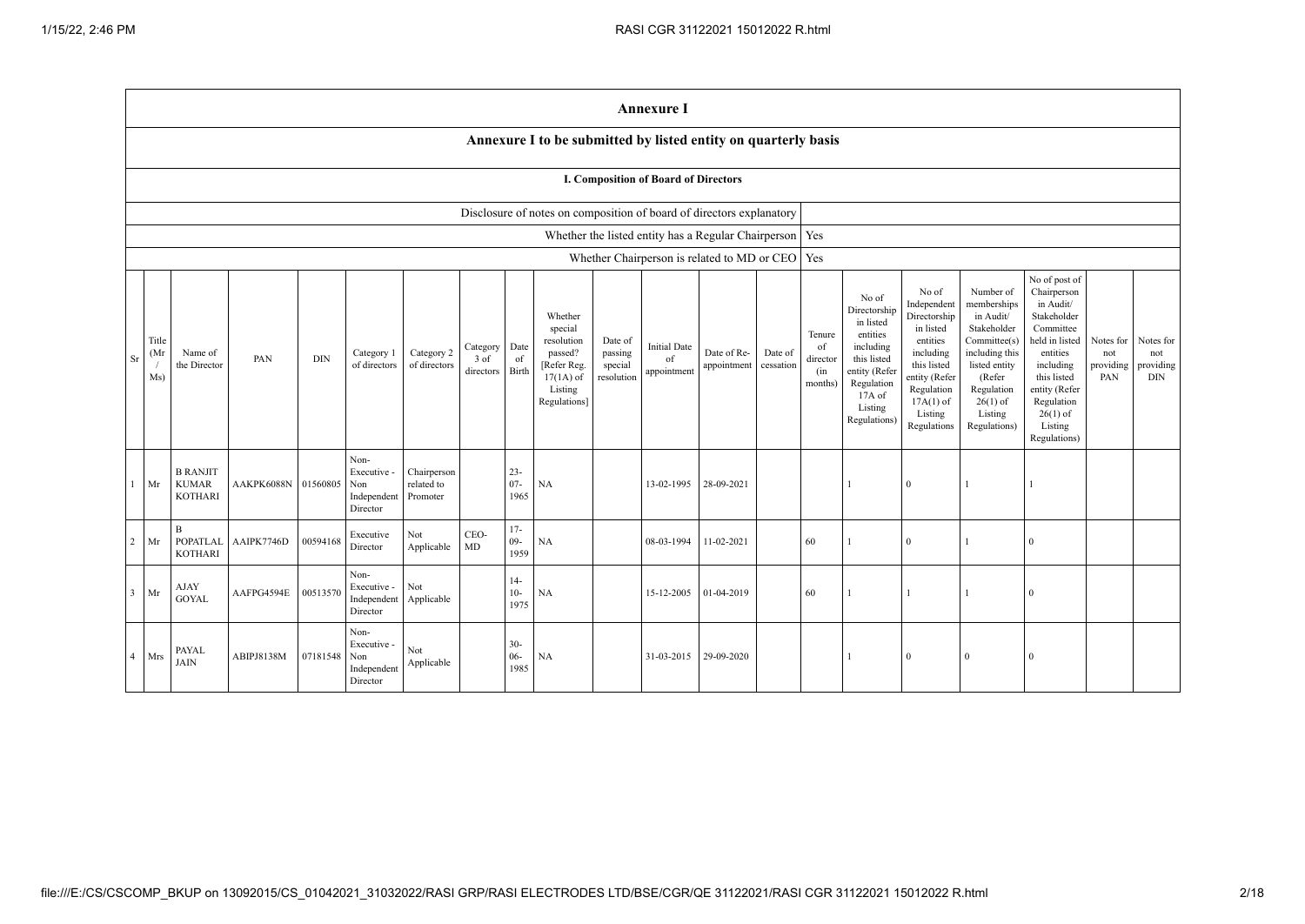# Annexure I

## Annexure I to be submitted by listed entity on quarterly basis

### I. Composition of Board of Directors

| | |
|---|---|
| Disclosure of notes on composition of board of directors explanatory | |
| Whether the listed entity has a Regular Chairperson | Yes |
| Whether Chairperson is related to MD or CEO | Yes |

| Sr | Title (Mr / Ms) | Name of the Director | PAN | DIN | Category 1 of directors | Category 2 of directors | Category 3 of directors | Date of Birth | Whether special resolution passed? [Refer Reg. 17(1A) of Listing Regulations] | Date of passing special resolution | Initial Date of appointment | Date of Re-appointment | Date of cessation | Tenure of director (in months) | No of Directorship in listed entities including this listed entity (Refer Regulation 17A of Listing Regulations) | No of Independent Directorship in listed entities including this listed entity (Refer Regulation 17A(1) of Listing Regulations | Number of memberships in Audit/ Stakeholder Committee(s) including this listed entity (Refer Regulation 26(1) of Listing Regulations) | No of post of Chairperson in Audit/ Stakeholder Committee held in listed entities including this listed entity (Refer Regulation 26(1) of Listing Regulations) | Notes for not providing PAN | Notes for not providing DIN |
|---|---|---|---|---|---|---|---|---|---|---|---|---|---|---|---|---|---|---|---|---|
| 1 | Mr | B RANJIT KUMAR KOTHARI | AAKPK6088N | 01560805 | Non-Executive - Non Independent Director | Chairperson related to Promoter | | 23-07-1965 | NA | | 13-02-1995 | 28-09-2021 | | | 1 | 0 | 1 | 1 | | |
| 2 | Mr | B POPATLAL KOTHARI | AAIPK7746D | 00594168 | Executive Director | Not Applicable | CEO-MD | 17-09-1959 | NA | | 08-03-1994 | 11-02-2021 | | 60 | 1 | 0 | 1 | 0 | | |
| 3 | Mr | AJAY GOYAL | AAFPG4594E | 00513570 | Non-Executive - Independent Director | Not Applicable | | 14-10-1975 | NA | | 15-12-2005 | 01-04-2019 | | 60 | 1 | 1 | 1 | 0 | | |
| 4 | Mrs | PAYAL JAIN | ABIPJ8138M | 07181548 | Non-Executive - Non Independent Director | Not Applicable | | 30-06-1985 | NA | | 31-03-2015 | 29-09-2020 | | | 1 | 0 | 0 | 0 | | |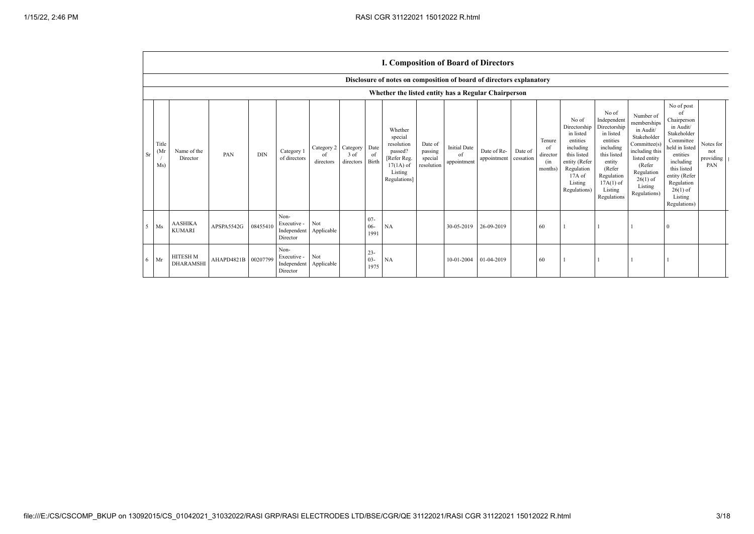## I. Composition of Board of Directors

### Disclosure of notes on composition of board of directors explanatory

### Whether the listed entity has a Regular Chairperson

| Sr | Title (Mr / Ms) | Name of the Director | PAN | DIN | Category 1 of directors | Category 2 of directors | Category 3 of directors | Date of Birth | Whether special resolution passed? [Refer Reg. 17(1A) of Listing Regulations] | Date of passing special resolution | Initial Date of appointment | Date of Re-appointment | Date of cessation | Tenure of director (in months) | No of Directorship in listed entities including this listed entity (Refer Regulation 17A of Listing Regulations) | No of Independent Directorship in listed entities including this listed entity (Refer Regulation 17A(1) of Listing Regulations | Number of memberships in Audit/ Stakeholder Committee(s) including this listed entity (Refer Regulation 26(1) of Listing Regulations) | No of post of Chairperson in Audit/ Stakeholder Committee held in listed entities including this listed entity (Refer Regulation 26(1) of Listing Regulations) | Notes for not providing PAN |
|---|---|---|---|---|---|---|---|---|---|---|---|---|---|---|---|---|---|---|---|
| 5 | Ms | AASHIKA KUMARI | APSPA5542G | 08455410 | Non-Executive - Independent Director | Not Applicable | | 07-06-1991 | NA | | 30-05-2019 | 26-09-2019 | | 60 | 1 | 1 | 1 | 0 | |
| 6 | Mr | HITESH M DHARAMSHI | AHAPD4821B | 00207799 | Non-Executive - Independent Director | Not Applicable | | 23-03-1975 | NA | | 10-01-2004 | 01-04-2019 | | 60 | 1 | 1 | 1 | 1 | |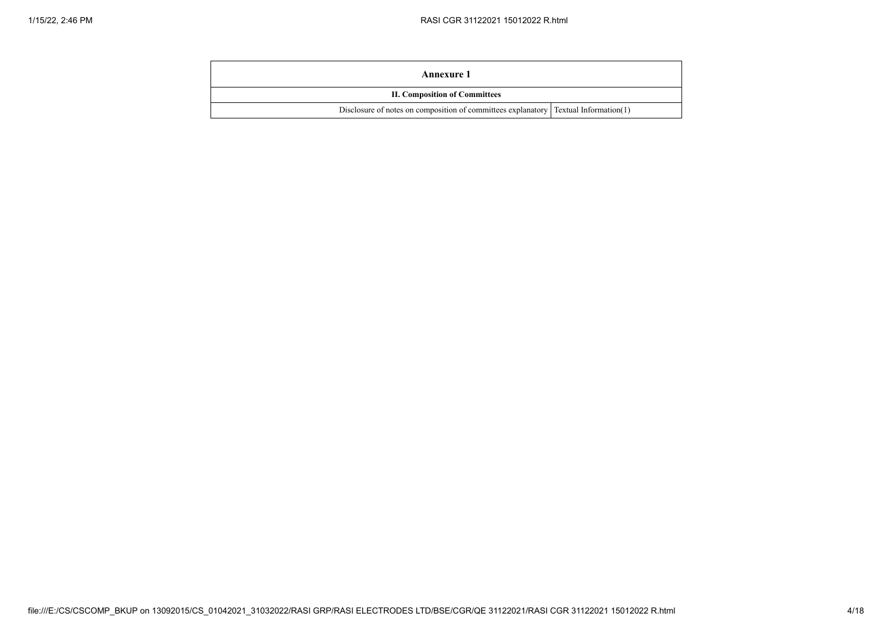| Annexure 1 | |
|---|---|
| II. Composition of Committees | |
| Disclosure of notes on composition of committees explanatory | Textual Information(1) |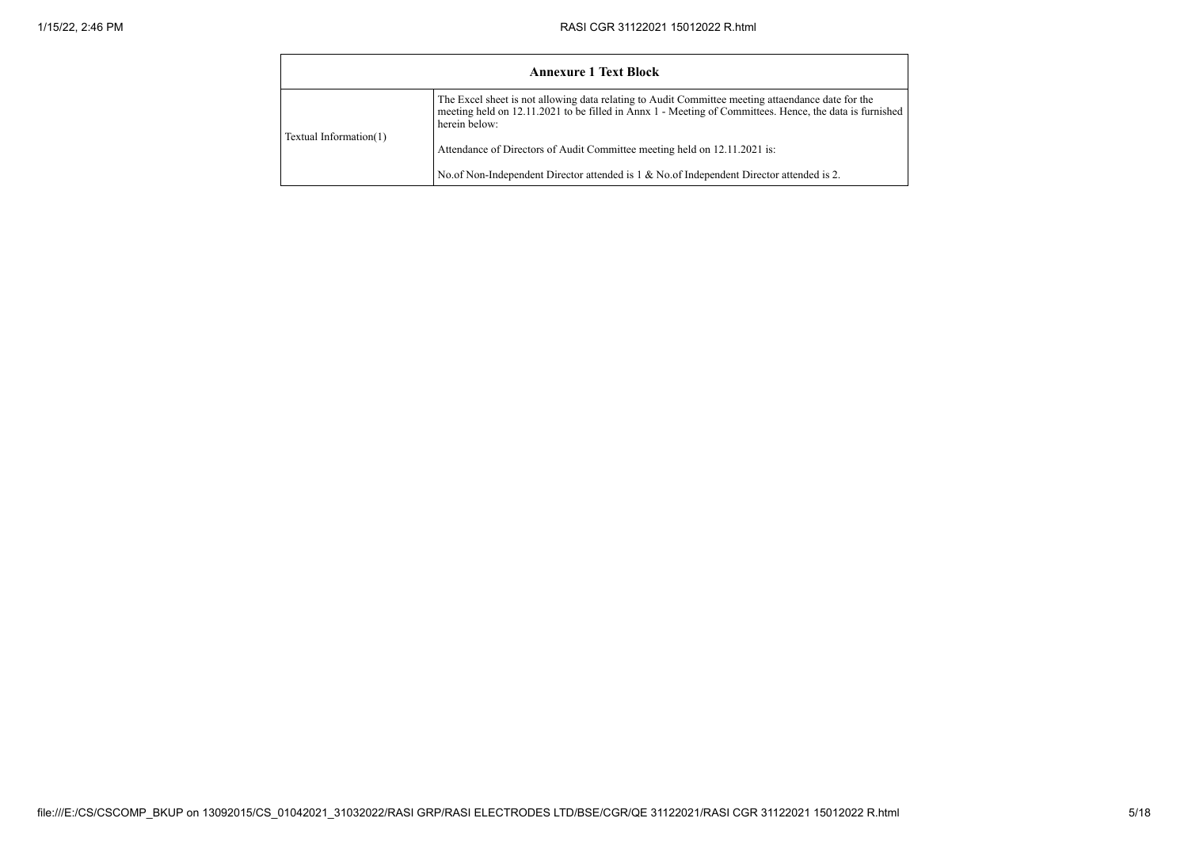| Annexure 1 Text Block | |
|---|---|
| Textual Information(1) | The Excel sheet is not allowing data relating to Audit Committee meeting attaendance date for the meeting held on 12.11.2021 to be filled in Annx 1 - Meeting of Committees. Hence, the data is furnished herein below:<br><br>Attendance of Directors of Audit Committee meeting held on 12.11.2021 is:<br><br>No.of Non-Independent Director attended is 1 & No.of Independent Director attended is 2. |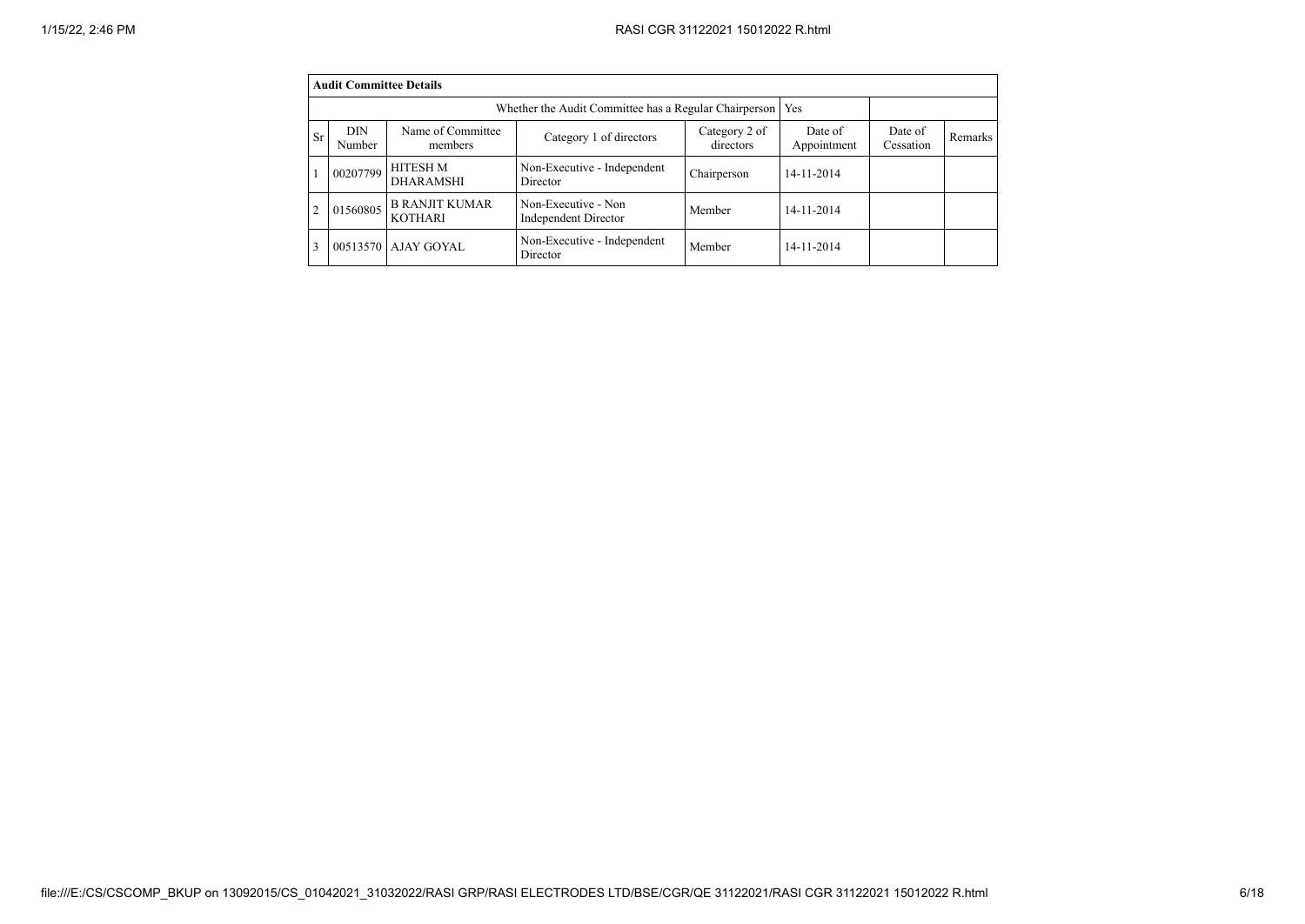| Audit Committee Details | | | | | | | |
|---|---|---|---|---|---|---|---|
| Whether the Audit Committee has a Regular Chairperson | | | | | Yes | | |
| Sr | DIN Number | Name of Committee members | Category 1 of directors | Category 2 of directors | Date of Appointment | Date of Cessation | Remarks |
| 1 | 00207799 | HITESH M DHARAMSHI | Non-Executive - Independent Director | Chairperson | 14-11-2014 | | |
| 2 | 01560805 | B RANJIT KUMAR KOTHARI | Non-Executive - Non Independent Director | Member | 14-11-2014 | | |
| 3 | 00513570 | AJAY GOYAL | Non-Executive - Independent Director | Member | 14-11-2014 | | |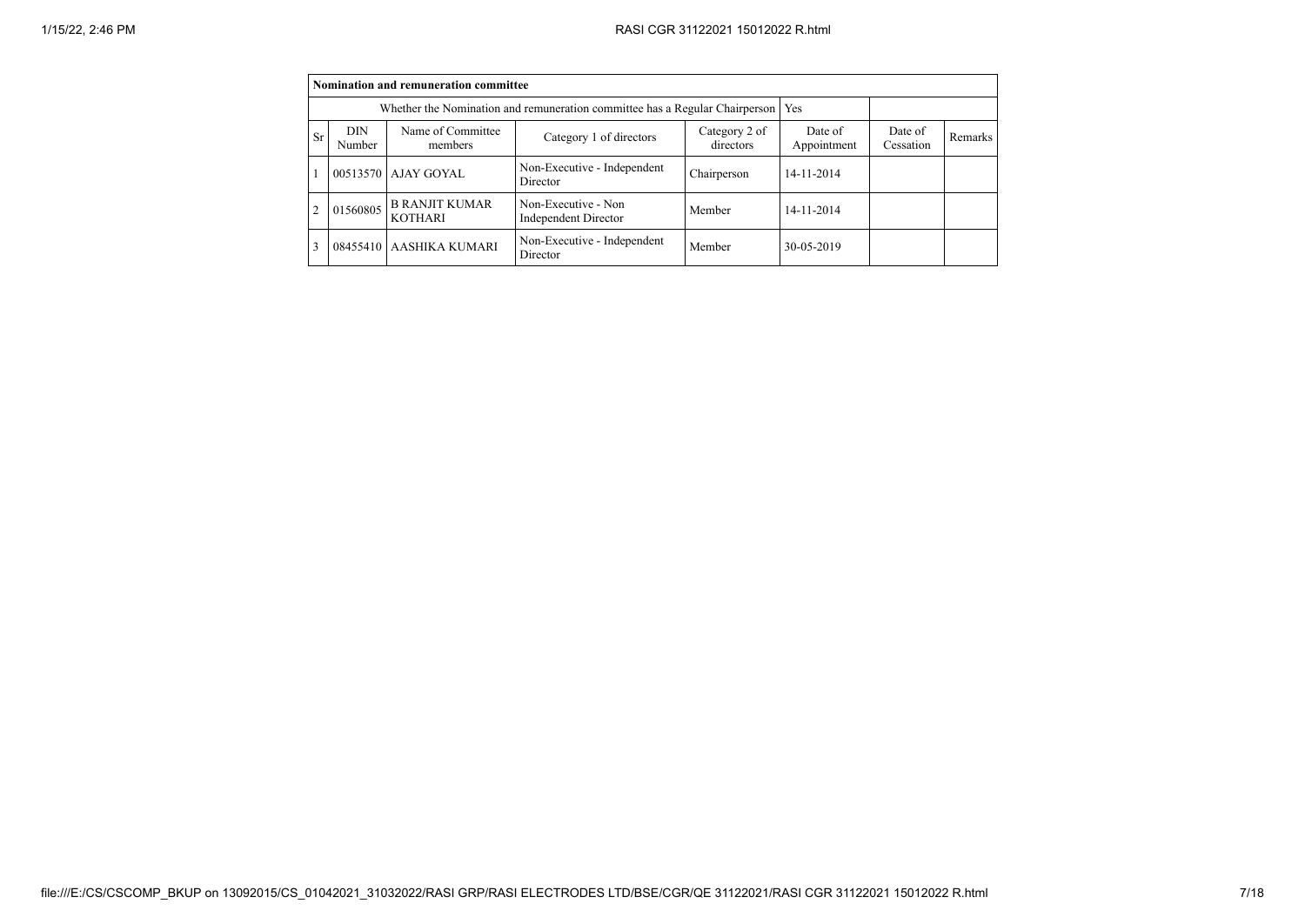| Nomination and remuneration committee | | | | | | | |
|---|---|---|---|---|---|---|---|
| Whether the Nomination and remuneration committee has a Regular Chairperson | | | | | Yes | | |
| Sr | DIN Number | Name of Committee members | Category 1 of directors | Category 2 of directors | Date of Appointment | Date of Cessation | Remarks |
| 1 | 00513570 | AJAY GOYAL | Non-Executive - Independent Director | Chairperson | 14-11-2014 | | |
| 2 | 01560805 | B RANJIT KUMAR KOTHARI | Non-Executive - Non Independent Director | Member | 14-11-2014 | | |
| 3 | 08455410 | AASHIKA KUMARI | Non-Executive - Independent Director | Member | 30-05-2019 | | |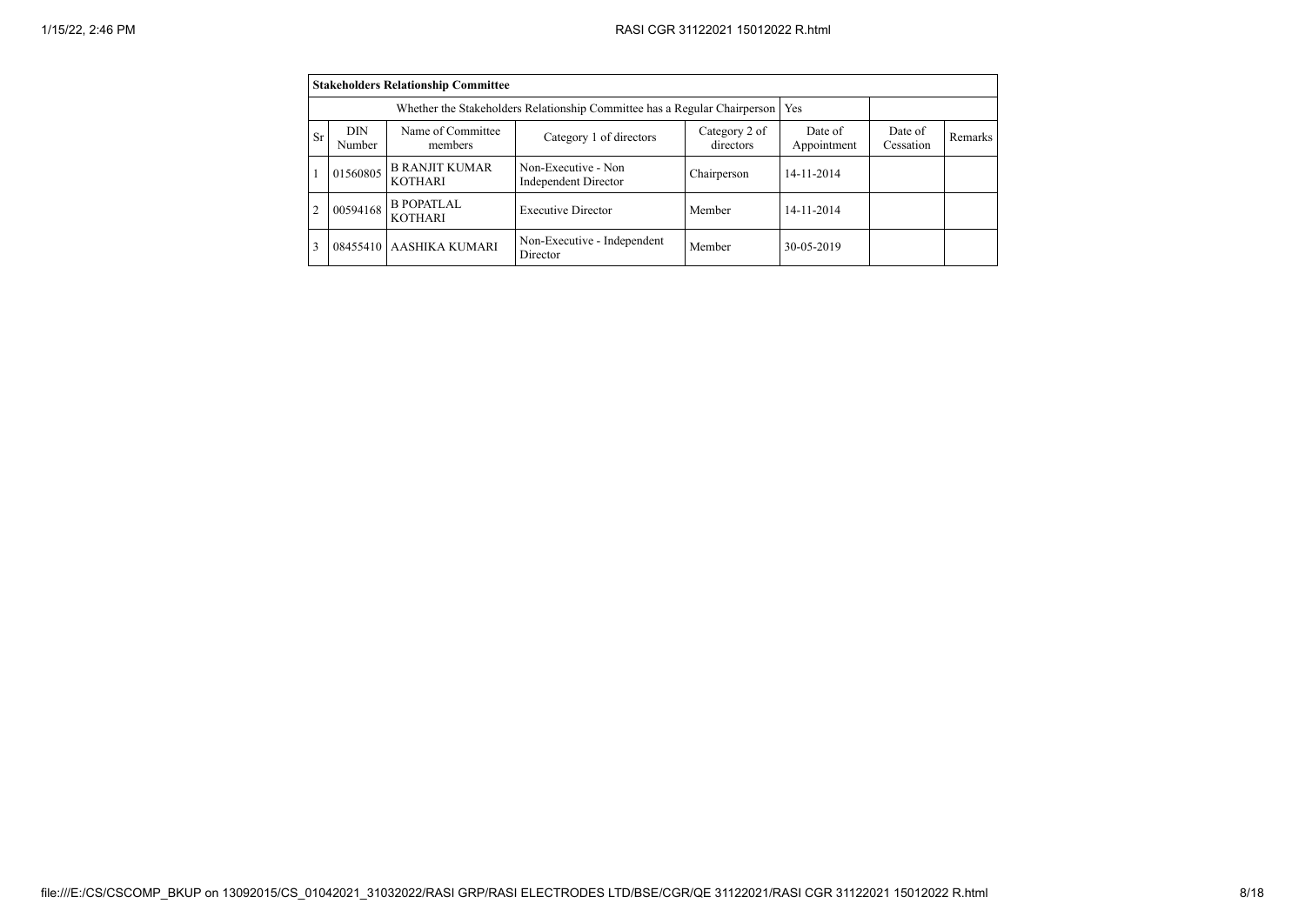| Stakeholders Relationship Committee | | | | | | | |
|---|---|---|---|---|---|---|---|
| Whether the Stakeholders Relationship Committee has a Regular Chairperson | | | | | Yes | | |
| Sr | DIN Number | Name of Committee members | Category 1 of directors | Category 2 of directors | Date of Appointment | Date of Cessation | Remarks |
| 1 | 01560805 | B RANJIT KUMAR KOTHARI | Non-Executive - Non Independent Director | Chairperson | 14-11-2014 | | |
| 2 | 00594168 | B POPATLAL KOTHARI | Executive Director | Member | 14-11-2014 | | |
| 3 | 08455410 | AASHIKA KUMARI | Non-Executive - Independent Director | Member | 30-05-2019 | | |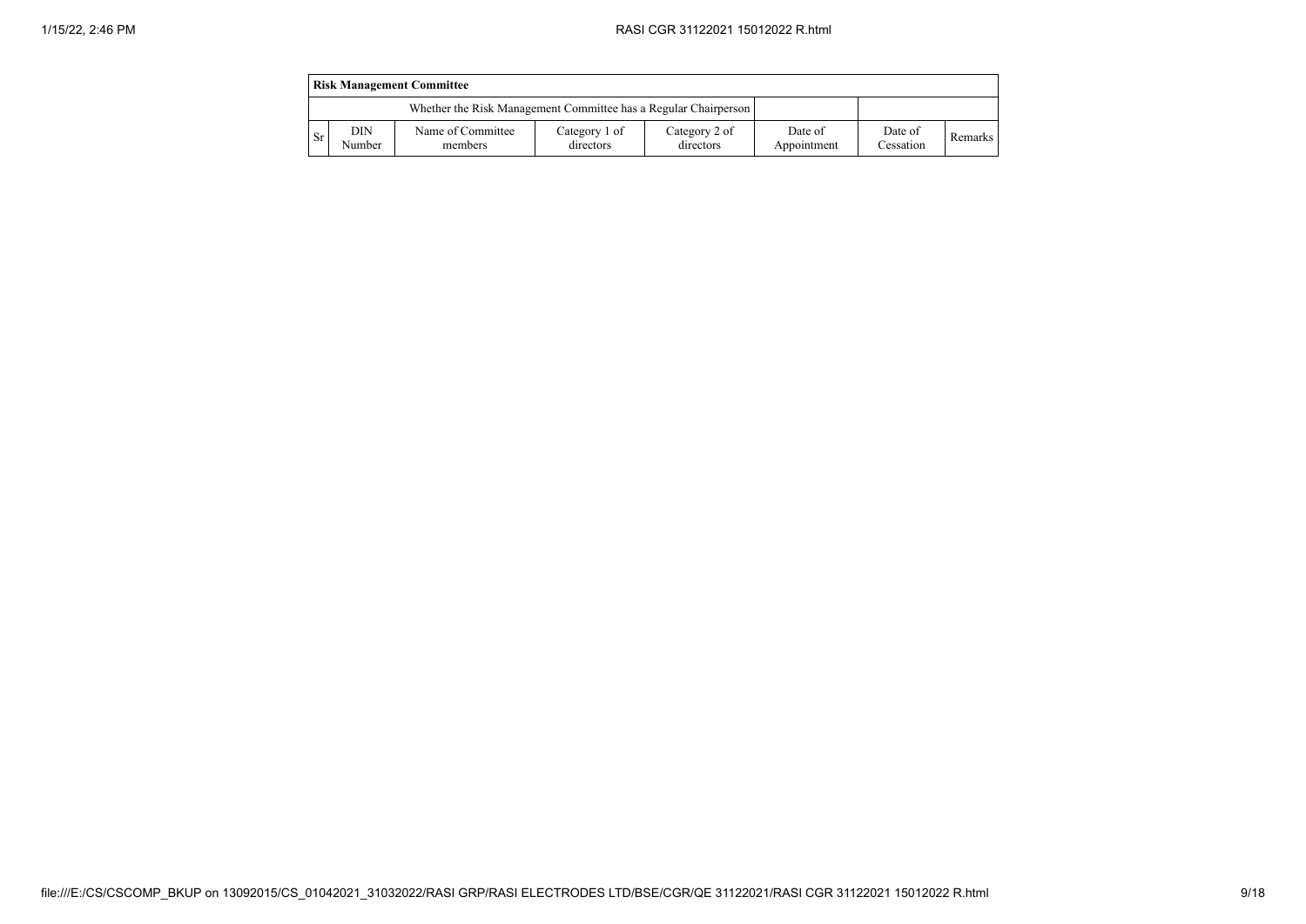| Risk Management Committee | | | | | | | |
|---|---|---|---|---|---|---|---|
| Whether the Risk Management Committee has a Regular Chairperson | | | | | | | |
| Sr | DIN Number | Name of Committee members | Category 1 of directors | Category 2 of directors | Date of Appointment | Date of Cessation | Remarks |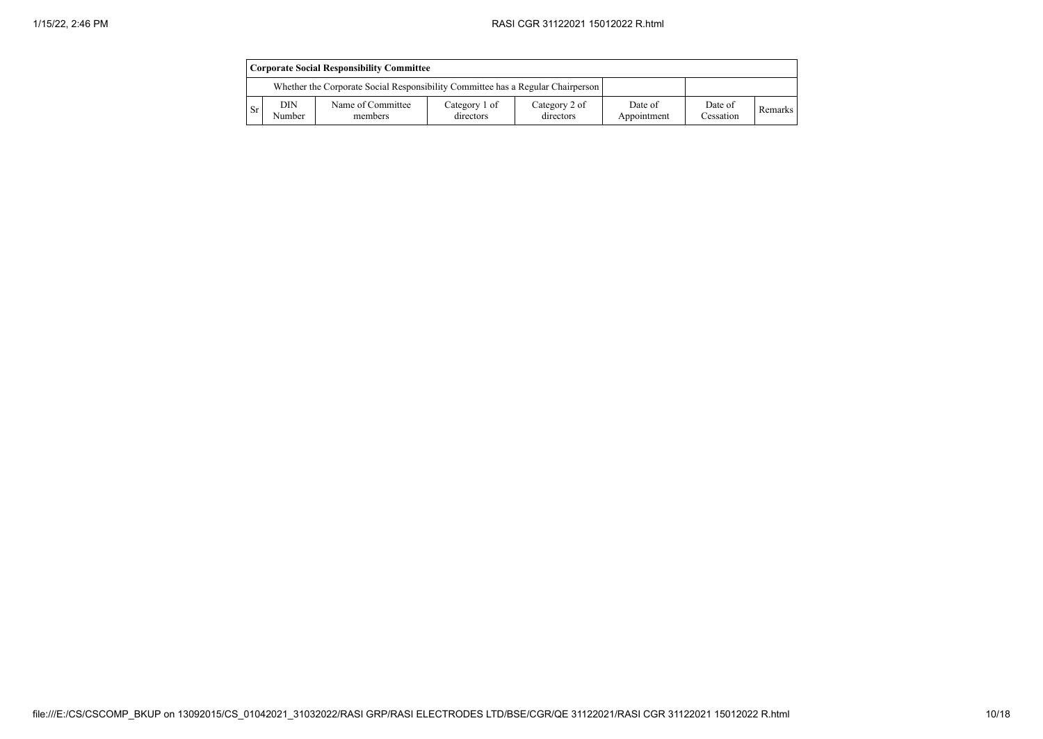| **Corporate Social Responsibility Committee** | | | | | | | |
|---|---|---|---|---|---|---|---|
| Whether the Corporate Social Responsibility Committee has a Regular Chairperson | | | | | | | |
| Sr | DIN Number | Name of Committee members | Category 1 of directors | Category 2 of directors | Date of Appointment | Date of Cessation | Remarks |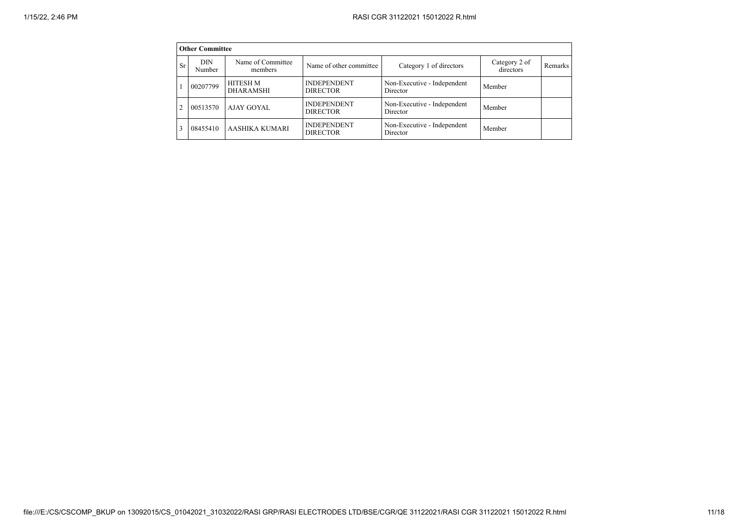| Other Committee | | | | | | |
|---|---|---|---|---|---|---|
| Sr | DIN Number | Name of Committee members | Name of other committee | Category 1 of directors | Category 2 of directors | Remarks |
| 1 | 00207799 | HITESH M DHARAMSHI | INDEPENDENT DIRECTOR | Non-Executive - Independent Director | Member | |
| 2 | 00513570 | AJAY GOYAL | INDEPENDENT DIRECTOR | Non-Executive - Independent Director | Member | |
| 3 | 08455410 | AASHIKA KUMARI | INDEPENDENT DIRECTOR | Non-Executive - Independent Director | Member | |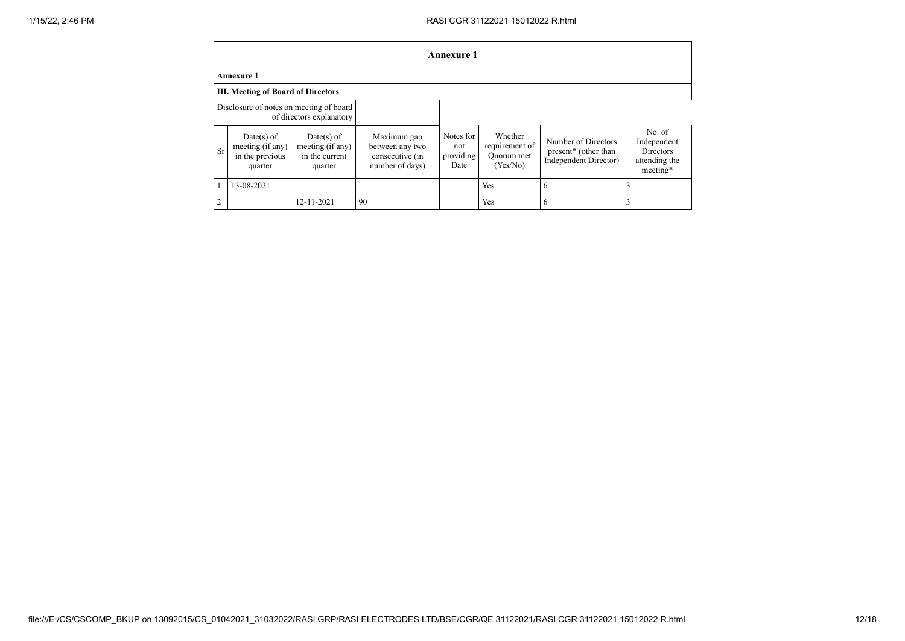# Annexure 1

**Annexure 1**

**III. Meeting of Board of Directors**

| Disclosure of notes on meeting of board of directors explanatory | | | | | | | |
|---|---|---|---|---|---|---|---|
| Sr | Date(s) of meeting (if any) in the previous quarter | Date(s) of meeting (if any) in the current quarter | Maximum gap between any two consecutive (in number of days) | Notes for not providing Date | Whether requirement of Quorum met (Yes/No) | Number of Directors present* (other than Independent Director) | No. of Independent Directors attending the meeting* |
| 1 | 13-08-2021 | | | | Yes | 6 | 3 |
| 2 | | 12-11-2021 | 90 | | Yes | 6 | 3 |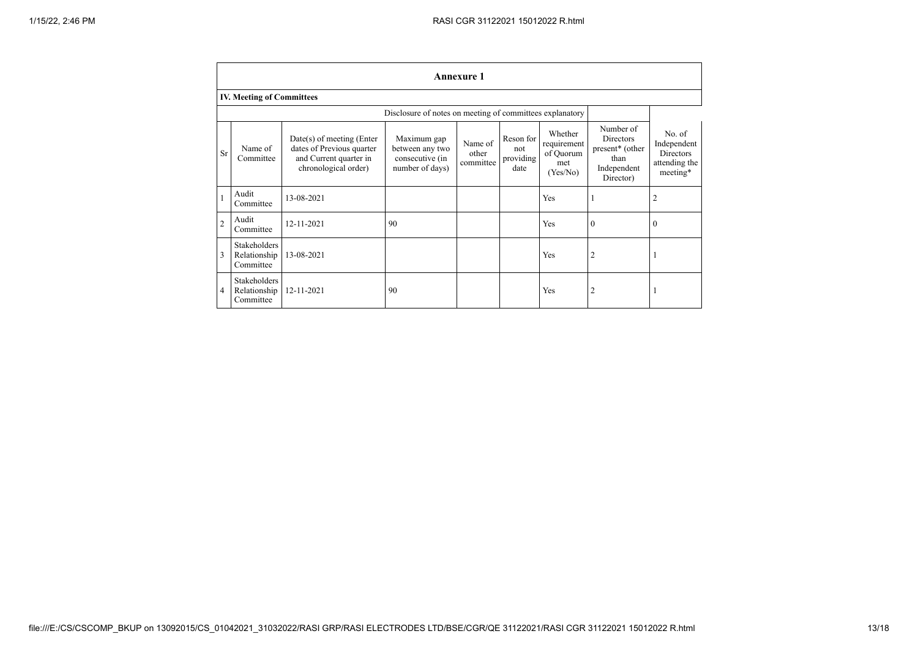## Annexure 1

### IV. Meeting of Committees

| | | | Disclosure of notes on meeting of committees explanatory | | | | | |
|---|---|---|---|---|---|---|---|---|
| Sr | Name of Committee | Date(s) of meeting (Enter dates of Previous quarter and Current quarter in chronological order) | Maximum gap between any two consecutive (in number of days) | Name of other committee | Reson for not providing date | Whether requirement of Quorum met (Yes/No) | Number of Directors present* (other than Independent Director) | No. of Independent Directors attending the meeting* |
| 1 | Audit Committee | 13-08-2021 | | | | Yes | 1 | 2 |
| 2 | Audit Committee | 12-11-2021 | 90 | | | Yes | 0 | 0 |
| 3 | Stakeholders Relationship Committee | 13-08-2021 | | | | Yes | 2 | 1 |
| 4 | Stakeholders Relationship Committee | 12-11-2021 | 90 | | | Yes | 2 | 1 |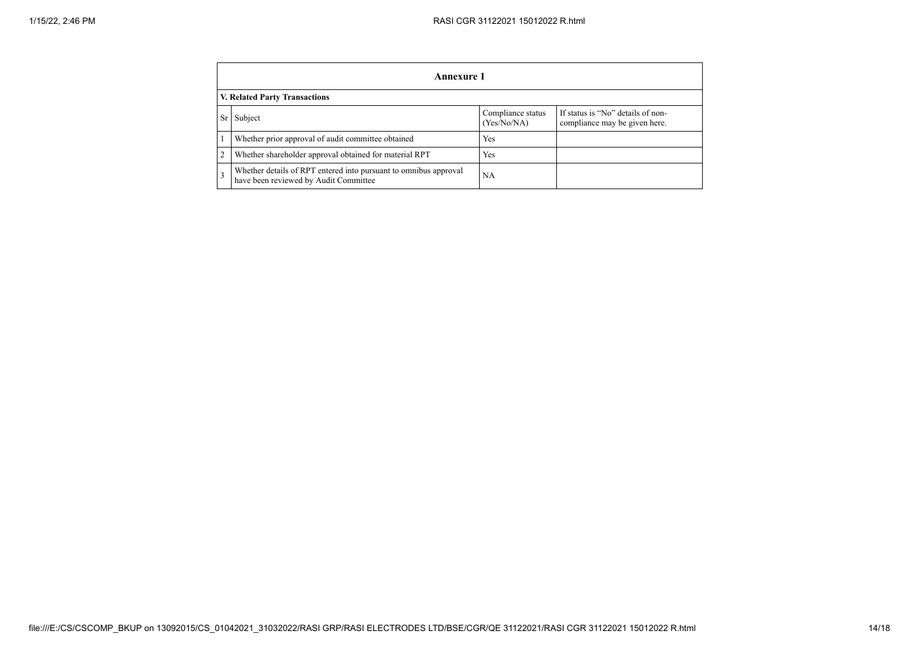## Annexure 1

### V. Related Party Transactions

| Sr | Subject | Compliance status (Yes/No/NA) | If status is "No" details of non-compliance may be given here. |
|---|---|---|---|
| 1 | Whether prior approval of audit committee obtained | Yes | |
| 2 | Whether shareholder approval obtained for material RPT | Yes | |
| 3 | Whether details of RPT entered into pursuant to omnibus approval have been reviewed by Audit Committee | NA | |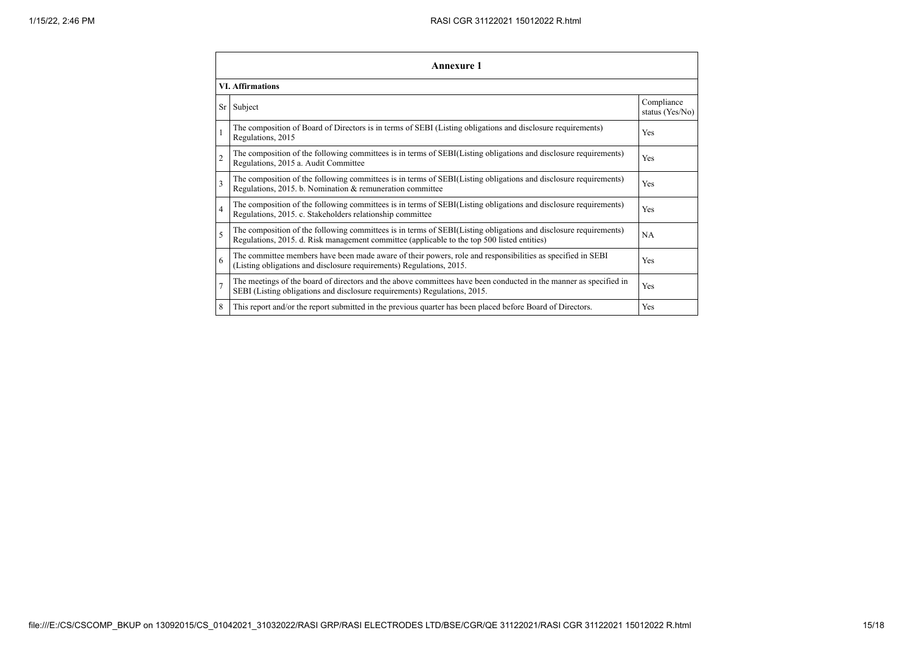| Annexure 1 | | |
|---|---|---|
| **VI. Affirmations** | | |
| Sr | Subject | Compliance status (Yes/No) |
| 1 | The composition of Board of Directors is in terms of SEBI (Listing obligations and disclosure requirements) Regulations, 2015 | Yes |
| 2 | The composition of the following committees is in terms of SEBI(Listing obligations and disclosure requirements) Regulations, 2015 a. Audit Committee | Yes |
| 3 | The composition of the following committees is in terms of SEBI(Listing obligations and disclosure requirements) Regulations, 2015. b. Nomination & remuneration committee | Yes |
| 4 | The composition of the following committees is in terms of SEBI(Listing obligations and disclosure requirements) Regulations, 2015. c. Stakeholders relationship committee | Yes |
| 5 | The composition of the following committees is in terms of SEBI(Listing obligations and disclosure requirements) Regulations, 2015. d. Risk management committee (applicable to the top 500 listed entities) | NA |
| 6 | The committee members have been made aware of their powers, role and responsibilities as specified in SEBI (Listing obligations and disclosure requirements) Regulations, 2015. | Yes |
| 7 | The meetings of the board of directors and the above committees have been conducted in the manner as specified in SEBI (Listing obligations and disclosure requirements) Regulations, 2015. | Yes |
| 8 | This report and/or the report submitted in the previous quarter has been placed before Board of Directors. | Yes |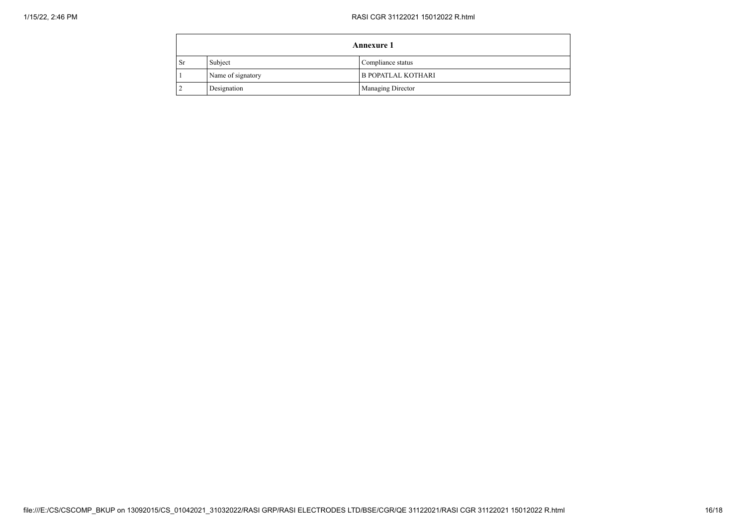| Annexure 1 | | |
|---|---|---|
| Sr | Subject | Compliance status |
| 1 | Name of signatory | B POPATLAL KOTHARI |
| 2 | Designation | Managing Director |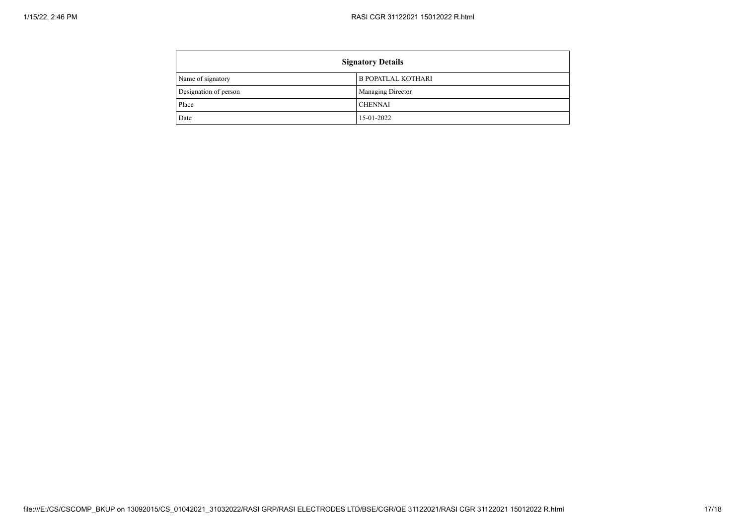| Signatory Details | |
|---|---|
| Name of signatory | B POPATLAL KOTHARI |
| Designation of person | Managing Director |
| Place | CHENNAI |
| Date | 15-01-2022 |